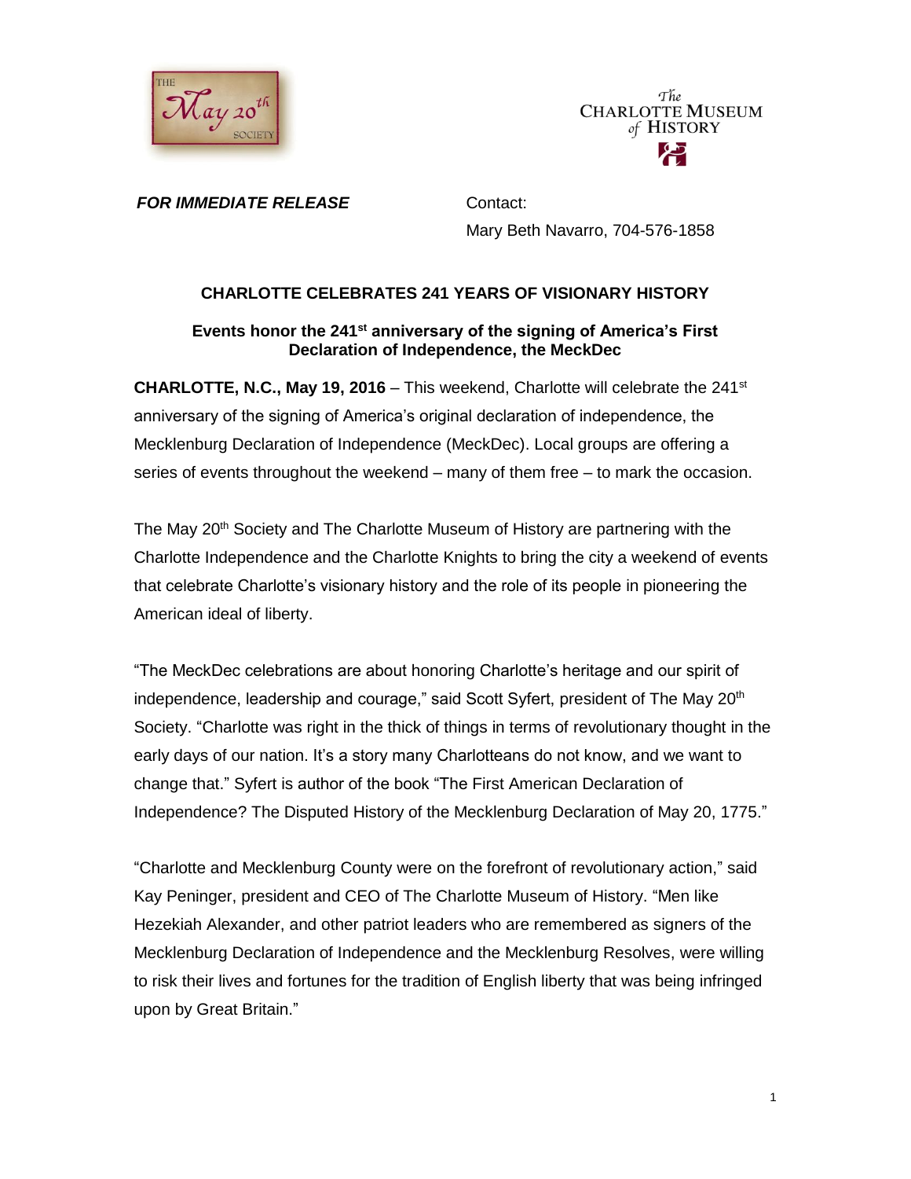THE May 20th SOCIETY

The CHARLOTTE MUSEUM of HISTORY

***FOR IMMEDIATE RELEASE***

Contact:
Mary Beth Navarro, 704-576-1858

## CHARLOTTE CELEBRATES 241 YEARS OF VISIONARY HISTORY

### Events honor the 241st anniversary of the signing of America's First Declaration of Independence, the MeckDec

**CHARLOTTE, N.C., May 19, 2016** – This weekend, Charlotte will celebrate the 241st anniversary of the signing of America's original declaration of independence, the Mecklenburg Declaration of Independence (MeckDec). Local groups are offering a series of events throughout the weekend – many of them free – to mark the occasion.

The May 20th Society and The Charlotte Museum of History are partnering with the Charlotte Independence and the Charlotte Knights to bring the city a weekend of events that celebrate Charlotte's visionary history and the role of its people in pioneering the American ideal of liberty.

"The MeckDec celebrations are about honoring Charlotte's heritage and our spirit of independence, leadership and courage," said Scott Syfert, president of The May 20th Society. "Charlotte was right in the thick of things in terms of revolutionary thought in the early days of our nation. It's a story many Charlotteans do not know, and we want to change that." Syfert is author of the book "The First American Declaration of Independence? The Disputed History of the Mecklenburg Declaration of May 20, 1775."

"Charlotte and Mecklenburg County were on the forefront of revolutionary action," said Kay Peninger, president and CEO of The Charlotte Museum of History. "Men like Hezekiah Alexander, and other patriot leaders who are remembered as signers of the Mecklenburg Declaration of Independence and the Mecklenburg Resolves, were willing to risk their lives and fortunes for the tradition of English liberty that was being infringed upon by Great Britain."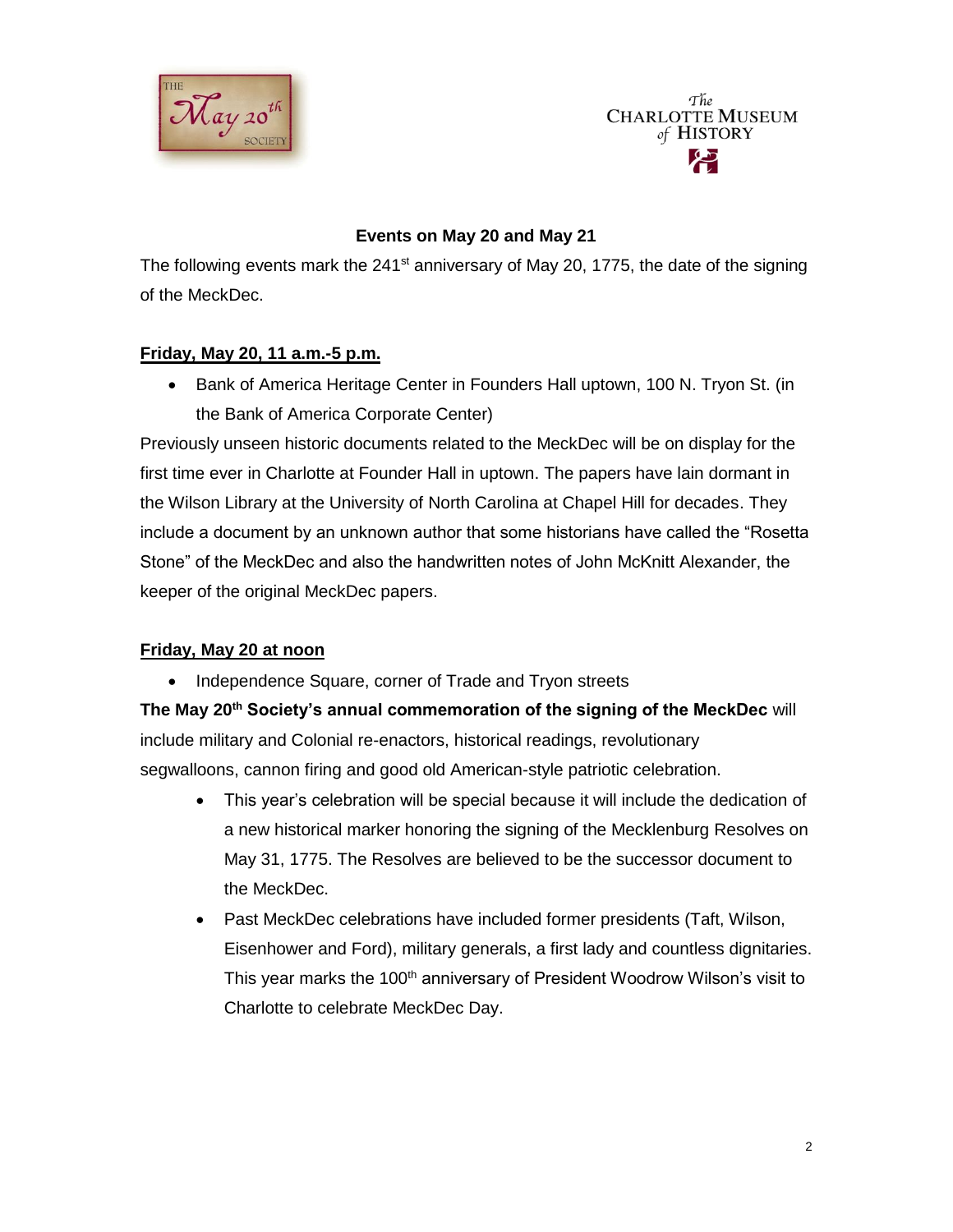## Events on May 20 and May 21

The following events mark the 241st anniversary of May 20, 1775, the date of the signing of the MeckDec.

**Friday, May 20, 11 a.m.-5 p.m.**

- Bank of America Heritage Center in Founders Hall uptown, 100 N. Tryon St. (in the Bank of America Corporate Center)

Previously unseen historic documents related to the MeckDec will be on display for the first time ever in Charlotte at Founder Hall in uptown. The papers have lain dormant in the Wilson Library at the University of North Carolina at Chapel Hill for decades. They include a document by an unknown author that some historians have called the "Rosetta Stone" of the MeckDec and also the handwritten notes of John McKnitt Alexander, the keeper of the original MeckDec papers.

**Friday, May 20 at noon**

- Independence Square, corner of Trade and Tryon streets

**The May 20th Society's annual commemoration of the signing of the MeckDec** will include military and Colonial re-enactors, historical readings, revolutionary segwalloons, cannon firing and good old American-style patriotic celebration.

- This year's celebration will be special because it will include the dedication of a new historical marker honoring the signing of the Mecklenburg Resolves on May 31, 1775. The Resolves are believed to be the successor document to the MeckDec.
- Past MeckDec celebrations have included former presidents (Taft, Wilson, Eisenhower and Ford), military generals, a first lady and countless dignitaries. This year marks the 100th anniversary of President Woodrow Wilson's visit to Charlotte to celebrate MeckDec Day.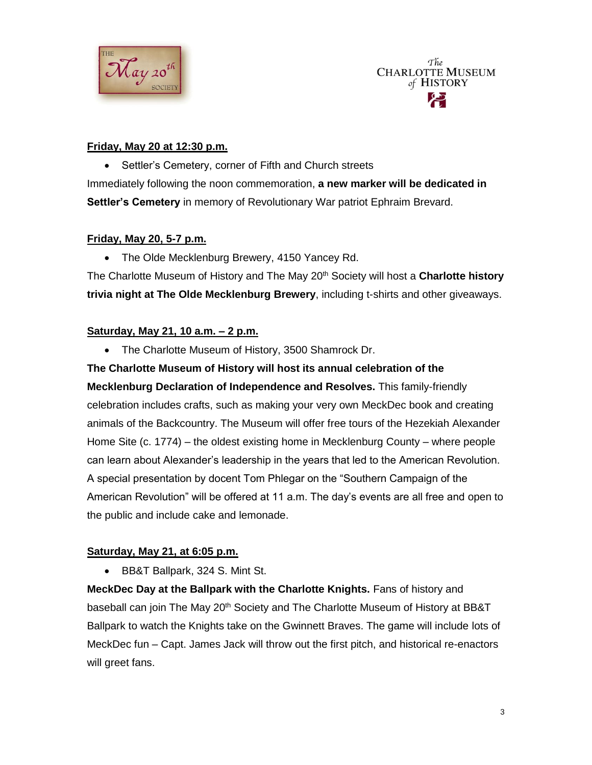**Friday, May 20 at 12:30 p.m.**

- Settler's Cemetery, corner of Fifth and Church streets

Immediately following the noon commemoration, **a new marker will be dedicated in Settler's Cemetery** in memory of Revolutionary War patriot Ephraim Brevard.

**Friday, May 20, 5-7 p.m.**

- The Olde Mecklenburg Brewery, 4150 Yancey Rd.

The Charlotte Museum of History and The May 20th Society will host a **Charlotte history trivia night at The Olde Mecklenburg Brewery**, including t-shirts and other giveaways.

**Saturday, May 21, 10 a.m. – 2 p.m.**

- The Charlotte Museum of History, 3500 Shamrock Dr.

**The Charlotte Museum of History will host its annual celebration of the Mecklenburg Declaration of Independence and Resolves.** This family-friendly celebration includes crafts, such as making your very own MeckDec book and creating animals of the Backcountry. The Museum will offer free tours of the Hezekiah Alexander Home Site (c. 1774) – the oldest existing home in Mecklenburg County – where people can learn about Alexander's leadership in the years that led to the American Revolution. A special presentation by docent Tom Phlegar on the "Southern Campaign of the American Revolution" will be offered at 11 a.m. The day's events are all free and open to the public and include cake and lemonade.

**Saturday, May 21, at 6:05 p.m.**

- BB&T Ballpark, 324 S. Mint St.

**MeckDec Day at the Ballpark with the Charlotte Knights.** Fans of history and baseball can join The May 20th Society and The Charlotte Museum of History at BB&T Ballpark to watch the Knights take on the Gwinnett Braves. The game will include lots of MeckDec fun – Capt. James Jack will throw out the first pitch, and historical re-enactors will greet fans.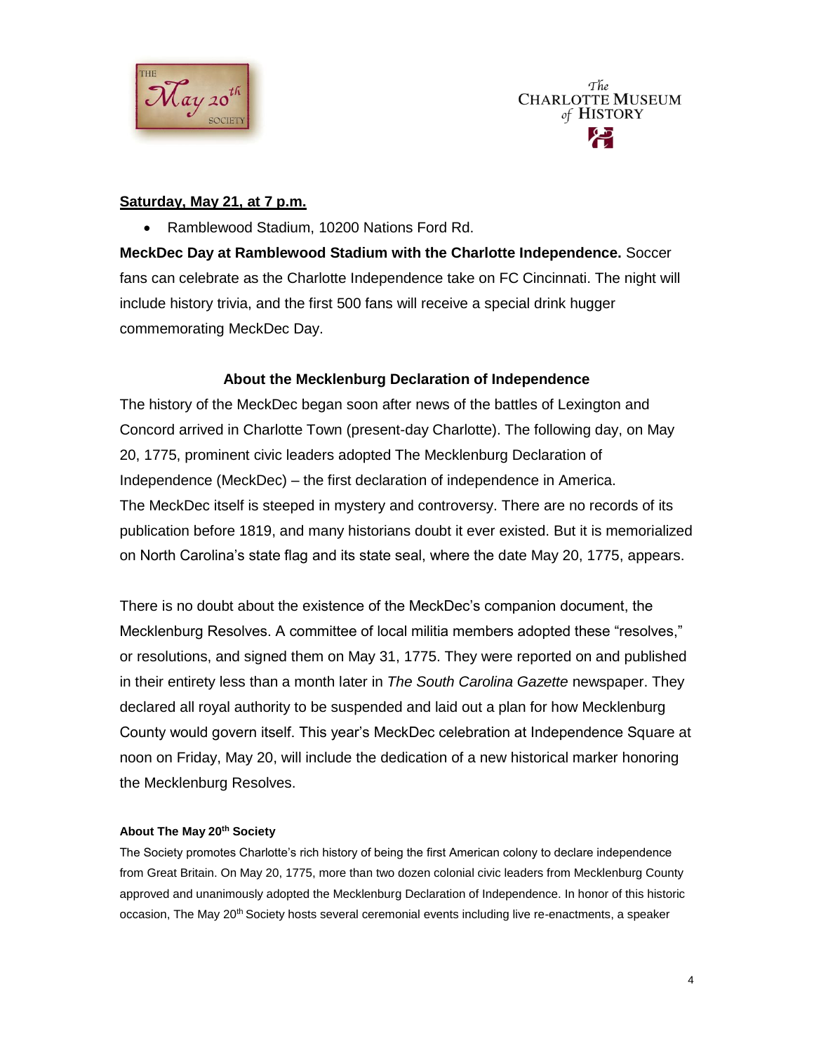**Saturday, May 21, at 7 p.m.**

- Ramblewood Stadium, 10200 Nations Ford Rd.

**MeckDec Day at Ramblewood Stadium with the Charlotte Independence.** Soccer fans can celebrate as the Charlotte Independence take on FC Cincinnati. The night will include history trivia, and the first 500 fans will receive a special drink hugger commemorating MeckDec Day.

## About the Mecklenburg Declaration of Independence

The history of the MeckDec began soon after news of the battles of Lexington and Concord arrived in Charlotte Town (present-day Charlotte). The following day, on May 20, 1775, prominent civic leaders adopted The Mecklenburg Declaration of Independence (MeckDec) – the first declaration of independence in America. The MeckDec itself is steeped in mystery and controversy. There are no records of its publication before 1819, and many historians doubt it ever existed. But it is memorialized on North Carolina's state flag and its state seal, where the date May 20, 1775, appears.

There is no doubt about the existence of the MeckDec's companion document, the Mecklenburg Resolves. A committee of local militia members adopted these "resolves," or resolutions, and signed them on May 31, 1775. They were reported on and published in their entirety less than a month later in *The South Carolina Gazette* newspaper. They declared all royal authority to be suspended and laid out a plan for how Mecklenburg County would govern itself. This year's MeckDec celebration at Independence Square at noon on Friday, May 20, will include the dedication of a new historical marker honoring the Mecklenburg Resolves.

### About The May 20th Society

The Society promotes Charlotte's rich history of being the first American colony to declare independence from Great Britain. On May 20, 1775, more than two dozen colonial civic leaders from Mecklenburg County approved and unanimously adopted the Mecklenburg Declaration of Independence. In honor of this historic occasion, The May 20th Society hosts several ceremonial events including live re-enactments, a speaker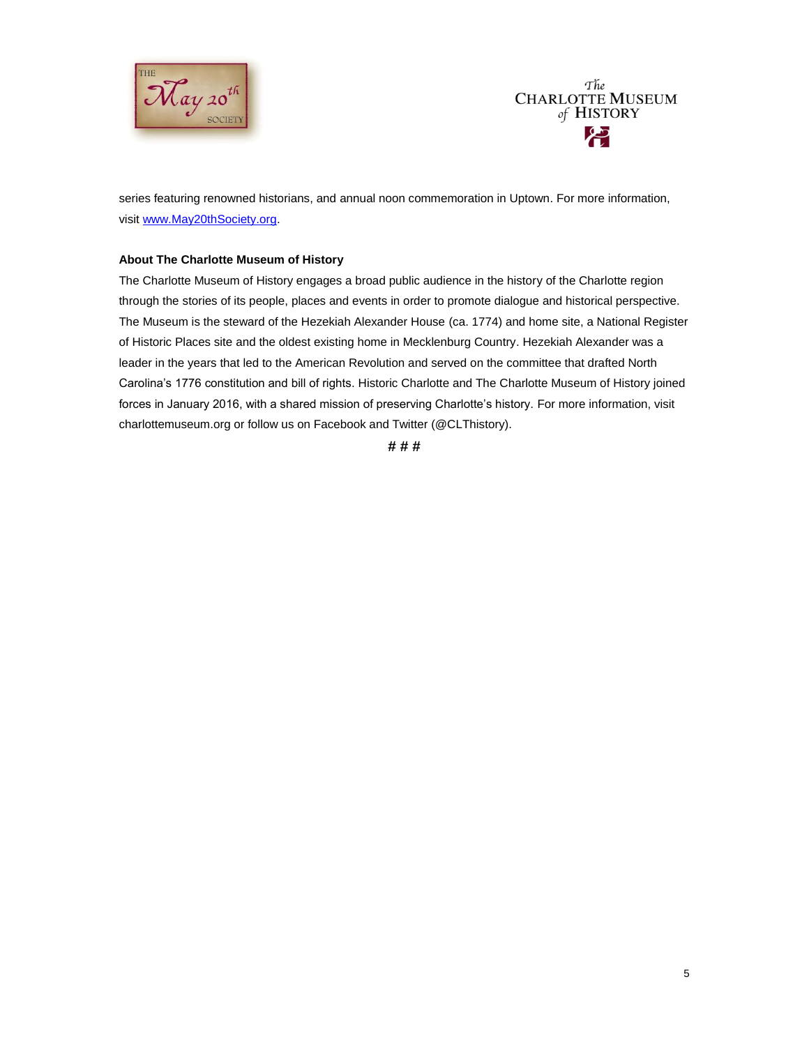series featuring renowned historians, and annual noon commemoration in Uptown. For more information, visit [www.May20thSociety.org](http://www.May20thSociety.org).

**About The Charlotte Museum of History**

The Charlotte Museum of History engages a broad public audience in the history of the Charlotte region through the stories of its people, places and events in order to promote dialogue and historical perspective. The Museum is the steward of the Hezekiah Alexander House (ca. 1774) and home site, a National Register of Historic Places site and the oldest existing home in Mecklenburg Country. Hezekiah Alexander was a leader in the years that led to the American Revolution and served on the committee that drafted North Carolina's 1776 constitution and bill of rights. Historic Charlotte and The Charlotte Museum of History joined forces in January 2016, with a shared mission of preserving Charlotte's history. For more information, visit charlottemuseum.org or follow us on Facebook and Twitter (@CLThistory).

# # #